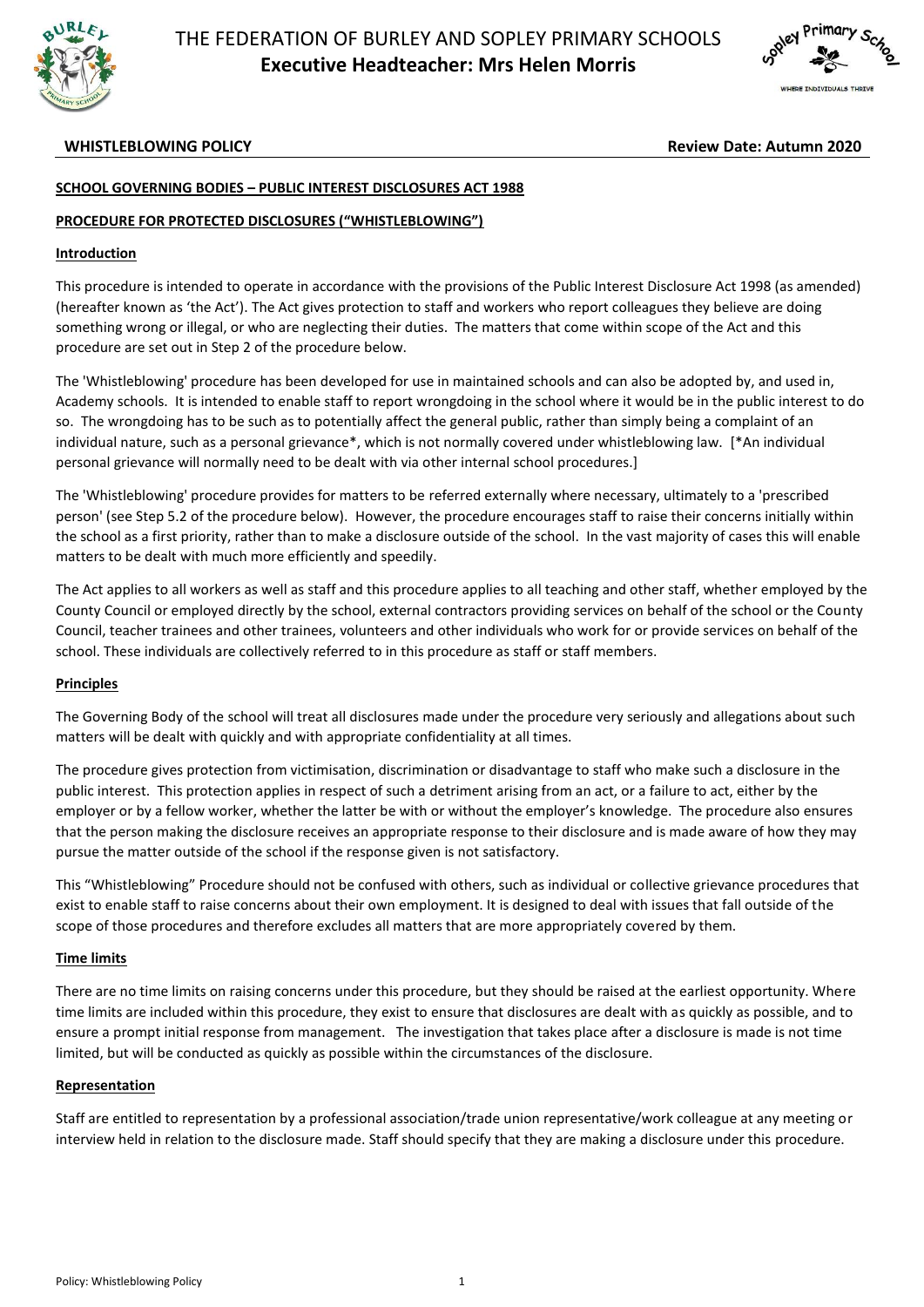# THE FEDERATION OF BURLEY AND SOPLEY PRIMARY SCHOOLS

**Executive Headteacher: Mrs Helen Morris**

**WHISTLEBLOWING POLICY** **Review Date: Autumn 2020**

**SCHOOL GOVERNING BODIES – PUBLIC INTEREST DISCLOSURES ACT 1988**

**PROCEDURE FOR PROTECTED DISCLOSURES ("WHISTLEBLOWING")**

## Introduction

This procedure is intended to operate in accordance with the provisions of the Public Interest Disclosure Act 1998 (as amended) (hereafter known as 'the Act'). The Act gives protection to staff and workers who report colleagues they believe are doing something wrong or illegal, or who are neglecting their duties. The matters that come within scope of the Act and this procedure are set out in Step 2 of the procedure below.

The 'Whistleblowing' procedure has been developed for use in maintained schools and can also be adopted by, and used in, Academy schools. It is intended to enable staff to report wrongdoing in the school where it would be in the public interest to do so. The wrongdoing has to be such as to potentially affect the general public, rather than simply being a complaint of an individual nature, such as a personal grievance*, which is not normally covered under whistleblowing law. [*An individual personal grievance will normally need to be dealt with via other internal school procedures.]

The 'Whistleblowing' procedure provides for matters to be referred externally where necessary, ultimately to a 'prescribed person' (see Step 5.2 of the procedure below). However, the procedure encourages staff to raise their concerns initially within the school as a first priority, rather than to make a disclosure outside of the school. In the vast majority of cases this will enable matters to be dealt with much more efficiently and speedily.

The Act applies to all workers as well as staff and this procedure applies to all teaching and other staff, whether employed by the County Council or employed directly by the school, external contractors providing services on behalf of the school or the County Council, teacher trainees and other trainees, volunteers and other individuals who work for or provide services on behalf of the school. These individuals are collectively referred to in this procedure as staff or staff members.

## Principles

The Governing Body of the school will treat all disclosures made under the procedure very seriously and allegations about such matters will be dealt with quickly and with appropriate confidentiality at all times.

The procedure gives protection from victimisation, discrimination or disadvantage to staff who make such a disclosure in the public interest. This protection applies in respect of such a detriment arising from an act, or a failure to act, either by the employer or by a fellow worker, whether the latter be with or without the employer's knowledge. The procedure also ensures that the person making the disclosure receives an appropriate response to their disclosure and is made aware of how they may pursue the matter outside of the school if the response given is not satisfactory.

This "Whistleblowing" Procedure should not be confused with others, such as individual or collective grievance procedures that exist to enable staff to raise concerns about their own employment. It is designed to deal with issues that fall outside of the scope of those procedures and therefore excludes all matters that are more appropriately covered by them.

## Time limits

There are no time limits on raising concerns under this procedure, but they should be raised at the earliest opportunity. Where time limits are included within this procedure, they exist to ensure that disclosures are dealt with as quickly as possible, and to ensure a prompt initial response from management. The investigation that takes place after a disclosure is made is not time limited, but will be conducted as quickly as possible within the circumstances of the disclosure.

## Representation

Staff are entitled to representation by a professional association/trade union representative/work colleague at any meeting or interview held in relation to the disclosure made. Staff should specify that they are making a disclosure under this procedure.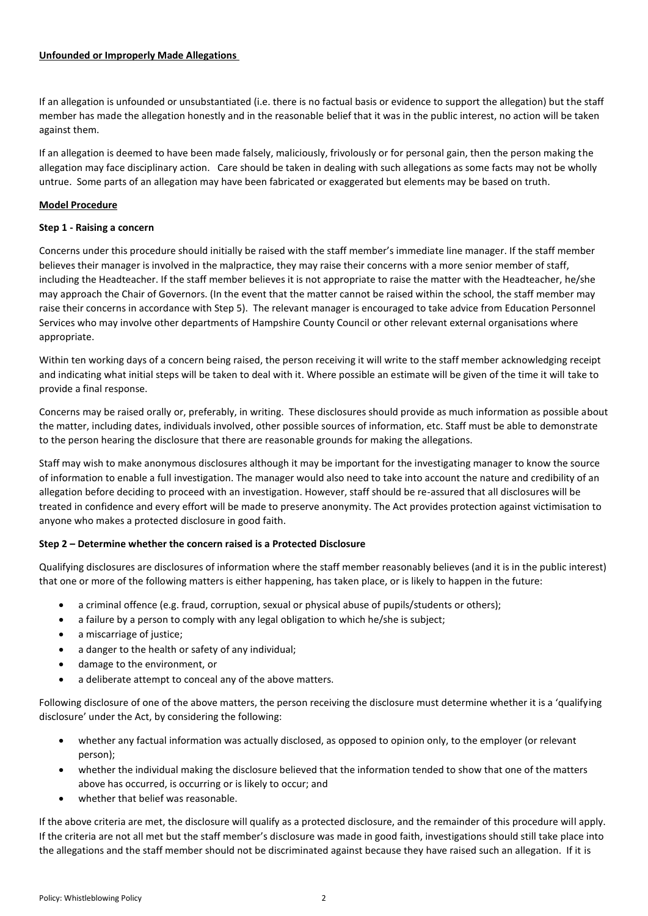**Unfounded or Improperly Made Allegations**

If an allegation is unfounded or unsubstantiated (i.e. there is no factual basis or evidence to support the allegation) but the staff member has made the allegation honestly and in the reasonable belief that it was in the public interest, no action will be taken against them.

If an allegation is deemed to have been made falsely, maliciously, frivolously or for personal gain, then the person making the allegation may face disciplinary action. Care should be taken in dealing with such allegations as some facts may not be wholly untrue. Some parts of an allegation may have been fabricated or exaggerated but elements may be based on truth.

**Model Procedure**

**Step 1 - Raising a concern**

Concerns under this procedure should initially be raised with the staff member's immediate line manager. If the staff member believes their manager is involved in the malpractice, they may raise their concerns with a more senior member of staff, including the Headteacher. If the staff member believes it is not appropriate to raise the matter with the Headteacher, he/she may approach the Chair of Governors. (In the event that the matter cannot be raised within the school, the staff member may raise their concerns in accordance with Step 5). The relevant manager is encouraged to take advice from Education Personnel Services who may involve other departments of Hampshire County Council or other relevant external organisations where appropriate.

Within ten working days of a concern being raised, the person receiving it will write to the staff member acknowledging receipt and indicating what initial steps will be taken to deal with it. Where possible an estimate will be given of the time it will take to provide a final response.

Concerns may be raised orally or, preferably, in writing. These disclosures should provide as much information as possible about the matter, including dates, individuals involved, other possible sources of information, etc. Staff must be able to demonstrate to the person hearing the disclosure that there are reasonable grounds for making the allegations.

Staff may wish to make anonymous disclosures although it may be important for the investigating manager to know the source of information to enable a full investigation. The manager would also need to take into account the nature and credibility of an allegation before deciding to proceed with an investigation. However, staff should be re-assured that all disclosures will be treated in confidence and every effort will be made to preserve anonymity. The Act provides protection against victimisation to anyone who makes a protected disclosure in good faith.

**Step 2 – Determine whether the concern raised is a Protected Disclosure**

Qualifying disclosures are disclosures of information where the staff member reasonably believes (and it is in the public interest) that one or more of the following matters is either happening, has taken place, or is likely to happen in the future:

- a criminal offence (e.g. fraud, corruption, sexual or physical abuse of pupils/students or others);
- a failure by a person to comply with any legal obligation to which he/she is subject;
- a miscarriage of justice;
- a danger to the health or safety of any individual;
- damage to the environment, or
- a deliberate attempt to conceal any of the above matters.

Following disclosure of one of the above matters, the person receiving the disclosure must determine whether it is a 'qualifying disclosure' under the Act, by considering the following:

- whether any factual information was actually disclosed, as opposed to opinion only, to the employer (or relevant person);
- whether the individual making the disclosure believed that the information tended to show that one of the matters above has occurred, is occurring or is likely to occur; and
- whether that belief was reasonable.

If the above criteria are met, the disclosure will qualify as a protected disclosure, and the remainder of this procedure will apply. If the criteria are not all met but the staff member's disclosure was made in good faith, investigations should still take place into the allegations and the staff member should not be discriminated against because they have raised such an allegation. If it is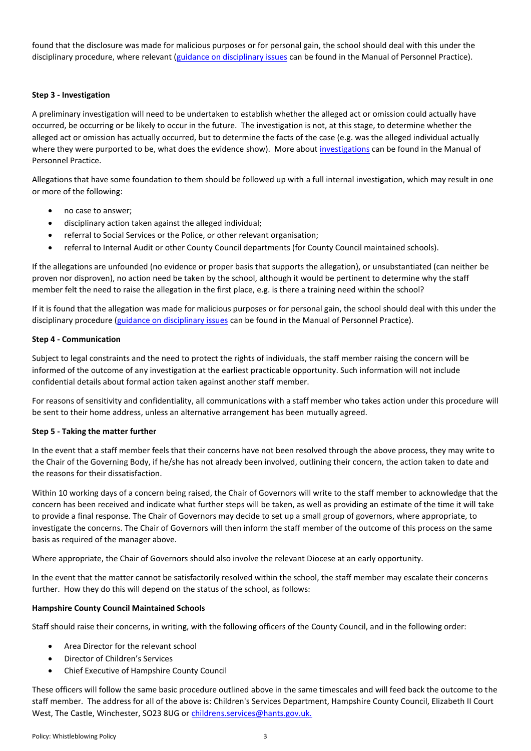found that the disclosure was made for malicious purposes or for personal gain, the school should deal with this under the disciplinary procedure, where relevant (guidance on disciplinary issues can be found in the Manual of Personnel Practice).

**Step 3 - Investigation**

A preliminary investigation will need to be undertaken to establish whether the alleged act or omission could actually have occurred, be occurring or be likely to occur in the future. The investigation is not, at this stage, to determine whether the alleged act or omission has actually occurred, but to determine the facts of the case (e.g. was the alleged individual actually where they were purported to be, what does the evidence show). More about investigations can be found in the Manual of Personnel Practice.

Allegations that have some foundation to them should be followed up with a full internal investigation, which may result in one or more of the following:

- no case to answer;
- disciplinary action taken against the alleged individual;
- referral to Social Services or the Police, or other relevant organisation;
- referral to Internal Audit or other County Council departments (for County Council maintained schools).

If the allegations are unfounded (no evidence or proper basis that supports the allegation), or unsubstantiated (can neither be proven nor disproven), no action need be taken by the school, although it would be pertinent to determine why the staff member felt the need to raise the allegation in the first place, e.g. is there a training need within the school?

If it is found that the allegation was made for malicious purposes or for personal gain, the school should deal with this under the disciplinary procedure (guidance on disciplinary issues can be found in the Manual of Personnel Practice).

**Step 4 - Communication**

Subject to legal constraints and the need to protect the rights of individuals, the staff member raising the concern will be informed of the outcome of any investigation at the earliest practicable opportunity. Such information will not include confidential details about formal action taken against another staff member.

For reasons of sensitivity and confidentiality, all communications with a staff member who takes action under this procedure will be sent to their home address, unless an alternative arrangement has been mutually agreed.

**Step 5 - Taking the matter further**

In the event that a staff member feels that their concerns have not been resolved through the above process, they may write to the Chair of the Governing Body, if he/she has not already been involved, outlining their concern, the action taken to date and the reasons for their dissatisfaction.

Within 10 working days of a concern being raised, the Chair of Governors will write to the staff member to acknowledge that the concern has been received and indicate what further steps will be taken, as well as providing an estimate of the time it will take to provide a final response. The Chair of Governors may decide to set up a small group of governors, where appropriate, to investigate the concerns. The Chair of Governors will then inform the staff member of the outcome of this process on the same basis as required of the manager above.

Where appropriate, the Chair of Governors should also involve the relevant Diocese at an early opportunity.

In the event that the matter cannot be satisfactorily resolved within the school, the staff member may escalate their concerns further. How they do this will depend on the status of the school, as follows:

**Hampshire County Council Maintained Schools**

Staff should raise their concerns, in writing, with the following officers of the County Council, and in the following order:

- Area Director for the relevant school
- Director of Children's Services
- Chief Executive of Hampshire County Council

These officers will follow the same basic procedure outlined above in the same timescales and will feed back the outcome to the staff member. The address for all of the above is: Children's Services Department, Hampshire County Council, Elizabeth II Court West, The Castle, Winchester, SO23 8UG or childrens.services@hants.gov.uk.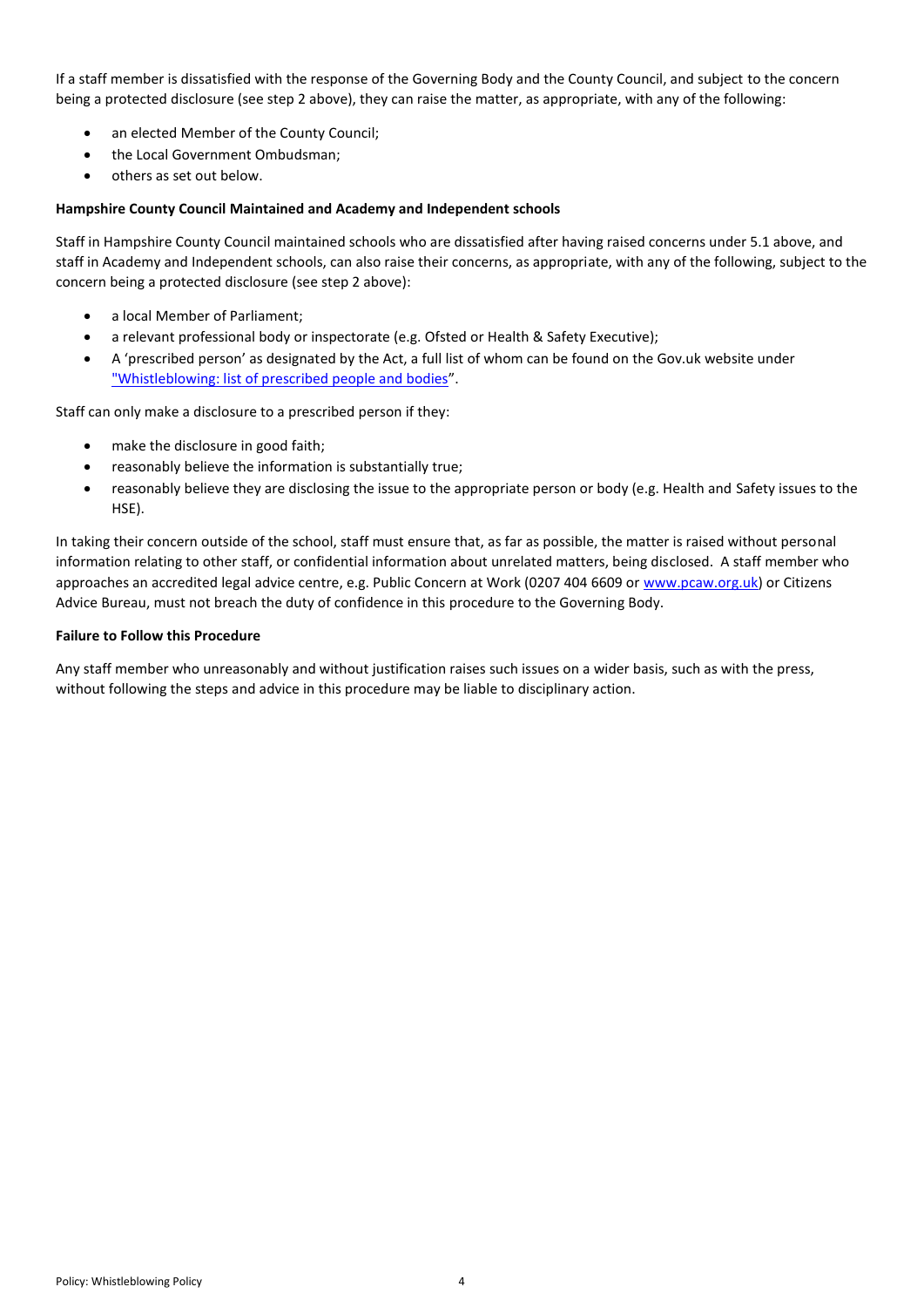If a staff member is dissatisfied with the response of the Governing Body and the County Council, and subject to the concern being a protected disclosure (see step 2 above), they can raise the matter, as appropriate, with any of the following:

- an elected Member of the County Council;
- the Local Government Ombudsman;
- others as set out below.

**Hampshire County Council Maintained and Academy and Independent schools**

Staff in Hampshire County Council maintained schools who are dissatisfied after having raised concerns under 5.1 above, and staff in Academy and Independent schools, can also raise their concerns, as appropriate, with any of the following, subject to the concern being a protected disclosure (see step 2 above):

- a local Member of Parliament;
- a relevant professional body or inspectorate (e.g. Ofsted or Health & Safety Executive);
- A 'prescribed person' as designated by the Act, a full list of whom can be found on the Gov.uk website under "Whistleblowing: list of prescribed people and bodies".

Staff can only make a disclosure to a prescribed person if they:

- make the disclosure in good faith;
- reasonably believe the information is substantially true;
- reasonably believe they are disclosing the issue to the appropriate person or body (e.g. Health and Safety issues to the HSE).

In taking their concern outside of the school, staff must ensure that, as far as possible, the matter is raised without personal information relating to other staff, or confidential information about unrelated matters, being disclosed. A staff member who approaches an accredited legal advice centre, e.g. Public Concern at Work (0207 404 6609 or www.pcaw.org.uk) or Citizens Advice Bureau, must not breach the duty of confidence in this procedure to the Governing Body.

**Failure to Follow this Procedure**

Any staff member who unreasonably and without justification raises such issues on a wider basis, such as with the press, without following the steps and advice in this procedure may be liable to disciplinary action.